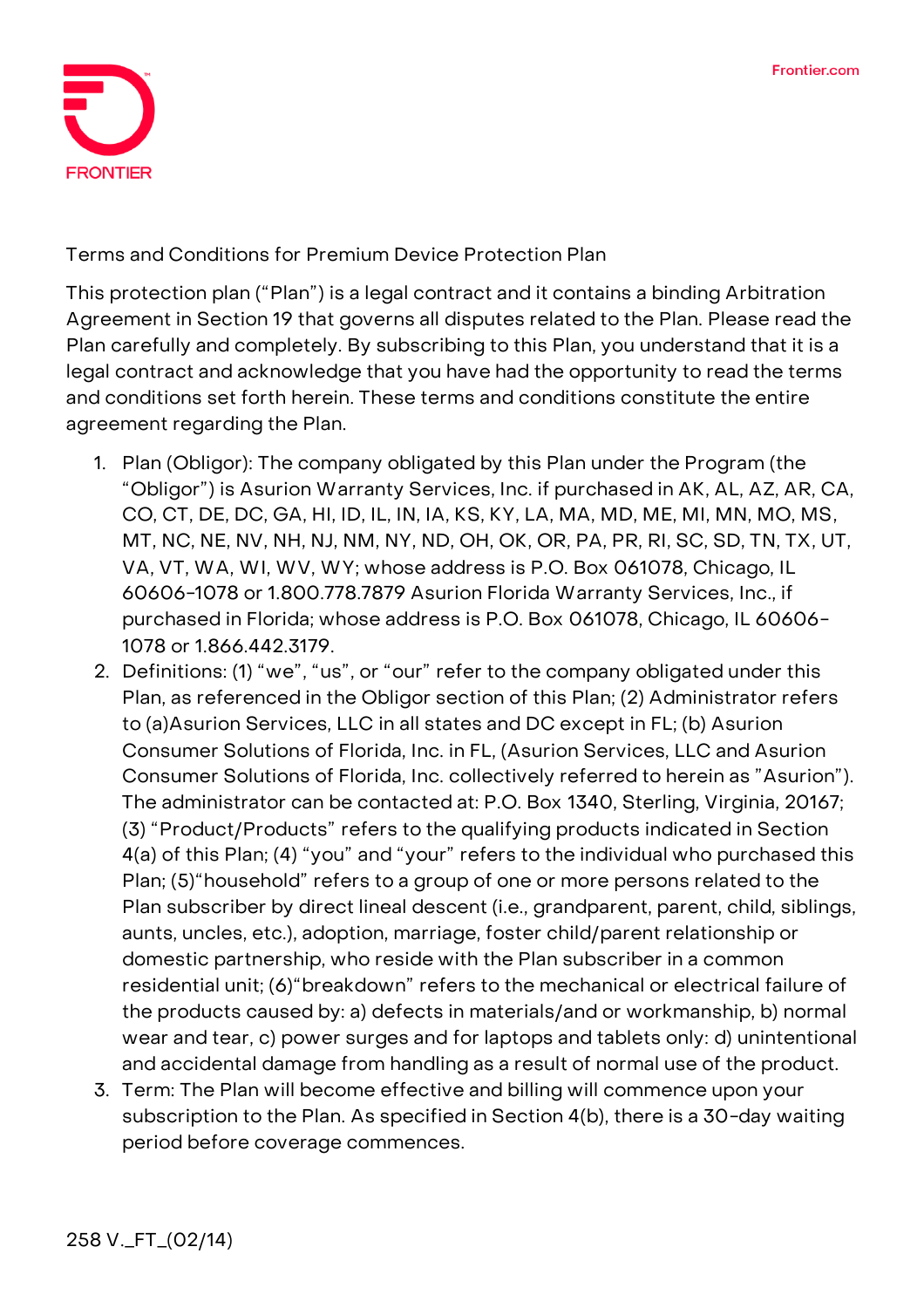# Terms and Conditions for Premium Device Protection Plan

This protection plan ("Plan") is a legal contract and it contains a binding Arbitration Agreement in Section 19 that governs all disputes related to the Plan. Please read the Plan carefully and completely. By subscribing to this Plan, you understand that it is a legal contract and acknowledge that you have had the opportunity to read the terms and conditions set forth herein. These terms and conditions constitute the entire agreement regarding the Plan.

1. Plan (Obligor): The company obligated by this Plan under the Program (the "Obligor") is Asurion Warranty Services, Inc. if purchased in AK, AL, AZ, AR, CA, CO, CT, DE, DC, GA, HI, ID, IL, IN, IA, KS, KY, LA, MA, MD, ME, MI, MN, MO, MS, MT, NC, NE, NV, NH, NJ, NM, NY, ND, OH, OK, OR, PA, PR, RI, SC, SD, TN, TX, UT, VA, VT, WA, WI, WV, WY; whose address is P.O. Box 061078, Chicago, IL 60606-1078 or 1.800.778.7879 Asurion Florida Warranty Services, Inc., if purchased in Florida; whose address is P.O. Box 061078, Chicago, IL 60606-1078 or 1.866.442.3179.
2. Definitions: (1) "we", "us", or "our" refer to the company obligated under this Plan, as referenced in the Obligor section of this Plan; (2) Administrator refers to (a)Asurion Services, LLC in all states and DC except in FL; (b) Asurion Consumer Solutions of Florida, Inc. in FL, (Asurion Services, LLC and Asurion Consumer Solutions of Florida, Inc. collectively referred to herein as "Asurion"). The administrator can be contacted at: P.O. Box 1340, Sterling, Virginia, 20167; (3) "Product/Products" refers to the qualifying products indicated in Section 4(a) of this Plan; (4) "you" and "your" refers to the individual who purchased this Plan; (5)"household" refers to a group of one or more persons related to the Plan subscriber by direct lineal descent (i.e., grandparent, parent, child, siblings, aunts, uncles, etc.), adoption, marriage, foster child/parent relationship or domestic partnership, who reside with the Plan subscriber in a common residential unit; (6)"breakdown" refers to the mechanical or electrical failure of the products caused by: a) defects in materials/and or workmanship, b) normal wear and tear, c) power surges and for laptops and tablets only: d) unintentional and accidental damage from handling as a result of normal use of the product.
3. Term: The Plan will become effective and billing will commence upon your subscription to the Plan. As specified in Section 4(b), there is a 30-day waiting period before coverage commences.

258 V._FT_(02/14)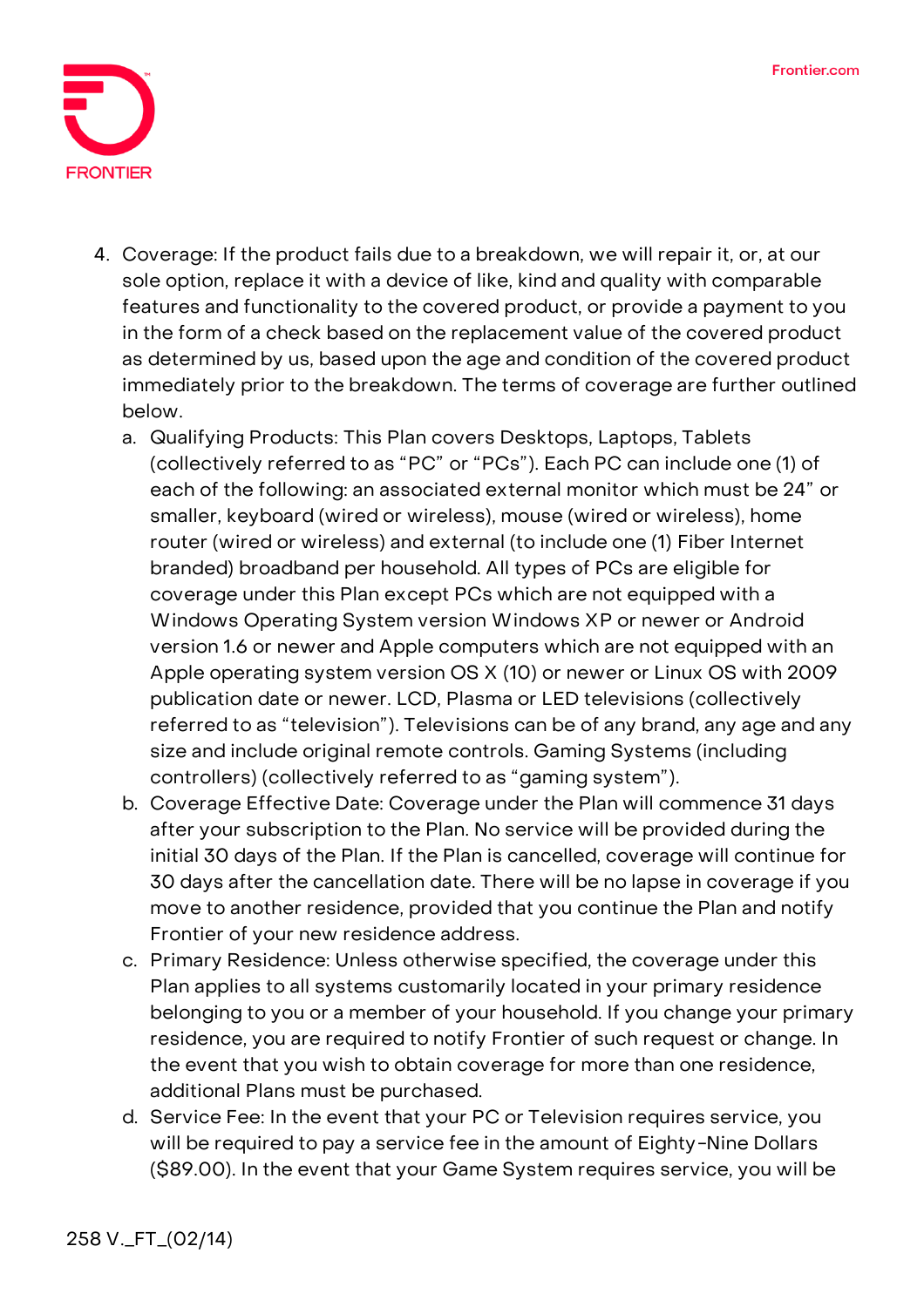4. Coverage: If the product fails due to a breakdown, we will repair it, or, at our sole option, replace it with a device of like, kind and quality with comparable features and functionality to the covered product, or provide a payment to you in the form of a check based on the replacement value of the covered product as determined by us, based upon the age and condition of the covered product immediately prior to the breakdown. The terms of coverage are further outlined below.
   a. Qualifying Products: This Plan covers Desktops, Laptops, Tablets (collectively referred to as "PC" or "PCs"). Each PC can include one (1) of each of the following: an associated external monitor which must be 24" or smaller, keyboard (wired or wireless), mouse (wired or wireless), home router (wired or wireless) and external (to include one (1) Fiber Internet branded) broadband per household. All types of PCs are eligible for coverage under this Plan except PCs which are not equipped with a Windows Operating System version Windows XP or newer or Android version 1.6 or newer and Apple computers which are not equipped with an Apple operating system version OS X (10) or newer or Linux OS with 2009 publication date or newer. LCD, Plasma or LED televisions (collectively referred to as "television"). Televisions can be of any brand, any age and any size and include original remote controls. Gaming Systems (including controllers) (collectively referred to as "gaming system").
   b. Coverage Effective Date: Coverage under the Plan will commence 31 days after your subscription to the Plan. No service will be provided during the initial 30 days of the Plan. If the Plan is cancelled, coverage will continue for 30 days after the cancellation date. There will be no lapse in coverage if you move to another residence, provided that you continue the Plan and notify Frontier of your new residence address.
   c. Primary Residence: Unless otherwise specified, the coverage under this Plan applies to all systems customarily located in your primary residence belonging to you or a member of your household. If you change your primary residence, you are required to notify Frontier of such request or change. In the event that you wish to obtain coverage for more than one residence, additional Plans must be purchased.
   d. Service Fee: In the event that your PC or Television requires service, you will be required to pay a service fee in the amount of Eighty-Nine Dollars ($89.00). In the event that your Game System requires service, you will be

258 V._FT_(02/14)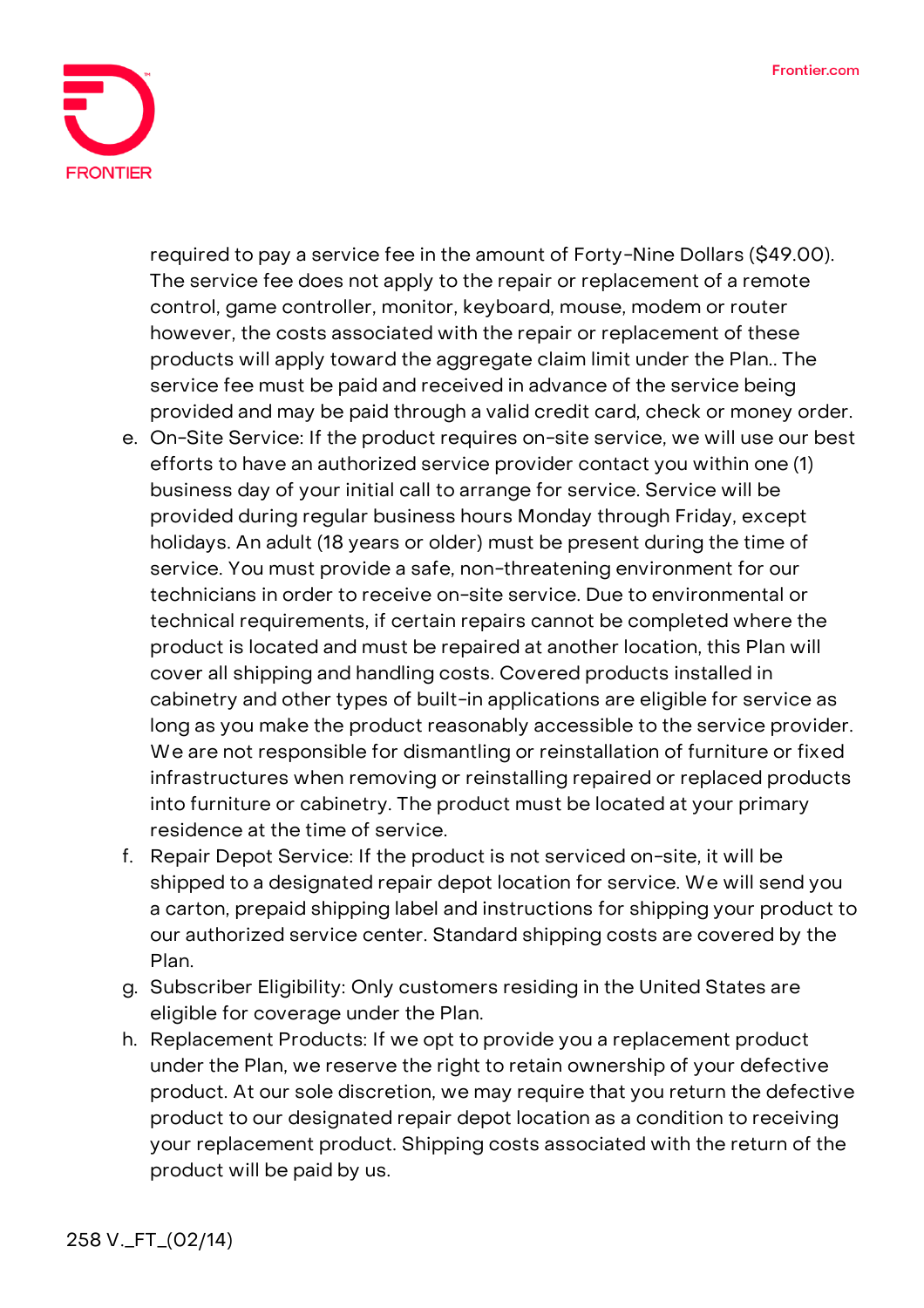required to pay a service fee in the amount of Forty-Nine Dollars ($49.00). The service fee does not apply to the repair or replacement of a remote control, game controller, monitor, keyboard, mouse, modem or router however, the costs associated with the repair or replacement of these products will apply toward the aggregate claim limit under the Plan.. The service fee must be paid and received in advance of the service being provided and may be paid through a valid credit card, check or money order.

e. On-Site Service: If the product requires on-site service, we will use our best efforts to have an authorized service provider contact you within one (1) business day of your initial call to arrange for service. Service will be provided during regular business hours Monday through Friday, except holidays. An adult (18 years or older) must be present during the time of service. You must provide a safe, non-threatening environment for our technicians in order to receive on-site service. Due to environmental or technical requirements, if certain repairs cannot be completed where the product is located and must be repaired at another location, this Plan will cover all shipping and handling costs. Covered products installed in cabinetry and other types of built-in applications are eligible for service as long as you make the product reasonably accessible to the service provider. We are not responsible for dismantling or reinstallation of furniture or fixed infrastructures when removing or reinstalling repaired or replaced products into furniture or cabinetry. The product must be located at your primary residence at the time of service.

f. Repair Depot Service: If the product is not serviced on-site, it will be shipped to a designated repair depot location for service. We will send you a carton, prepaid shipping label and instructions for shipping your product to our authorized service center. Standard shipping costs are covered by the Plan.

g. Subscriber Eligibility: Only customers residing in the United States are eligible for coverage under the Plan.

h. Replacement Products: If we opt to provide you a replacement product under the Plan, we reserve the right to retain ownership of your defective product. At our sole discretion, we may require that you return the defective product to our designated repair depot location as a condition to receiving your replacement product. Shipping costs associated with the return of the product will be paid by us.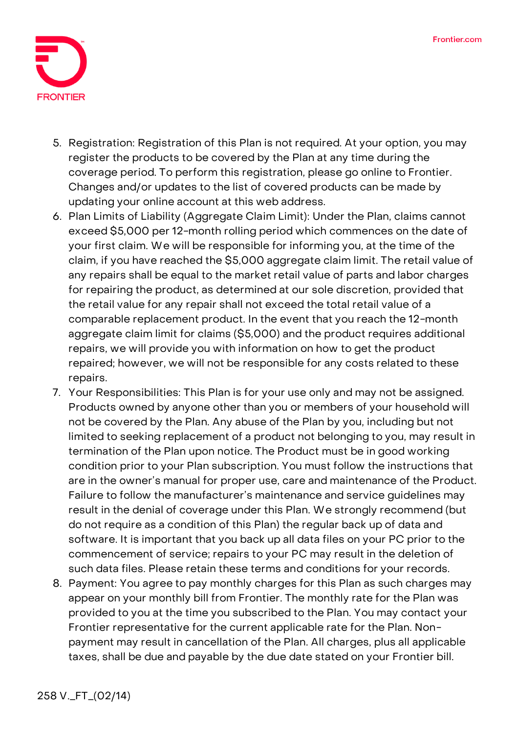5. Registration: Registration of this Plan is not required. At your option, you may register the products to be covered by the Plan at any time during the coverage period. To perform this registration, please go online to Frontier. Changes and/or updates to the list of covered products can be made by updating your online account at this web address.
6. Plan Limits of Liability (Aggregate Claim Limit): Under the Plan, claims cannot exceed $5,000 per 12-month rolling period which commences on the date of your first claim. We will be responsible for informing you, at the time of the claim, if you have reached the $5,000 aggregate claim limit. The retail value of any repairs shall be equal to the market retail value of parts and labor charges for repairing the product, as determined at our sole discretion, provided that the retail value for any repair shall not exceed the total retail value of a comparable replacement product. In the event that you reach the 12-month aggregate claim limit for claims ($5,000) and the product requires additional repairs, we will provide you with information on how to get the product repaired; however, we will not be responsible for any costs related to these repairs.
7. Your Responsibilities: This Plan is for your use only and may not be assigned. Products owned by anyone other than you or members of your household will not be covered by the Plan. Any abuse of the Plan by you, including but not limited to seeking replacement of a product not belonging to you, may result in termination of the Plan upon notice. The Product must be in good working condition prior to your Plan subscription. You must follow the instructions that are in the owner's manual for proper use, care and maintenance of the Product. Failure to follow the manufacturer's maintenance and service guidelines may result in the denial of coverage under this Plan. We strongly recommend (but do not require as a condition of this Plan) the regular back up of data and software. It is important that you back up all data files on your PC prior to the commencement of service; repairs to your PC may result in the deletion of such data files. Please retain these terms and conditions for your records.
8. Payment: You agree to pay monthly charges for this Plan as such charges may appear on your monthly bill from Frontier. The monthly rate for the Plan was provided to you at the time you subscribed to the Plan. You may contact your Frontier representative for the current applicable rate for the Plan. Non-payment may result in cancellation of the Plan. All charges, plus all applicable taxes, shall be due and payable by the due date stated on your Frontier bill.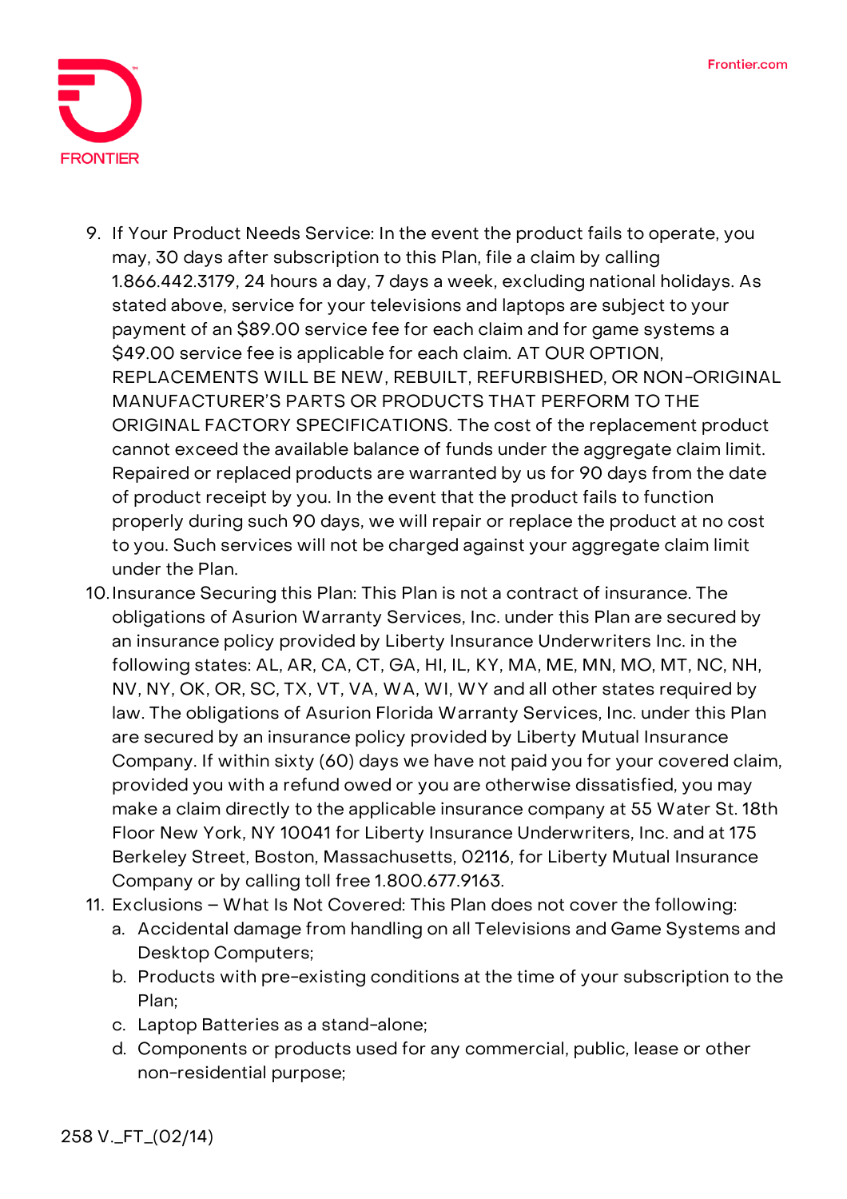9. If Your Product Needs Service: In the event the product fails to operate, you may, 30 days after subscription to this Plan, file a claim by calling 1.866.442.3179, 24 hours a day, 7 days a week, excluding national holidays. As stated above, service for your televisions and laptops are subject to your payment of an $89.00 service fee for each claim and for game systems a $49.00 service fee is applicable for each claim. AT OUR OPTION, REPLACEMENTS WILL BE NEW, REBUILT, REFURBISHED, OR NON-ORIGINAL MANUFACTURER'S PARTS OR PRODUCTS THAT PERFORM TO THE ORIGINAL FACTORY SPECIFICATIONS. The cost of the replacement product cannot exceed the available balance of funds under the aggregate claim limit. Repaired or replaced products are warranted by us for 90 days from the date of product receipt by you. In the event that the product fails to function properly during such 90 days, we will repair or replace the product at no cost to you. Such services will not be charged against your aggregate claim limit under the Plan.
10. Insurance Securing this Plan: This Plan is not a contract of insurance. The obligations of Asurion Warranty Services, Inc. under this Plan are secured by an insurance policy provided by Liberty Insurance Underwriters Inc. in the following states: AL, AR, CA, CT, GA, HI, IL, KY, MA, ME, MN, MO, MT, NC, NH, NV, NY, OK, OR, SC, TX, VT, VA, WA, WI, WY and all other states required by law. The obligations of Asurion Florida Warranty Services, Inc. under this Plan are secured by an insurance policy provided by Liberty Mutual Insurance Company. If within sixty (60) days we have not paid you for your covered claim, provided you with a refund owed or you are otherwise dissatisfied, you may make a claim directly to the applicable insurance company at 55 Water St. 18th Floor New York, NY 10041 for Liberty Insurance Underwriters, Inc. and at 175 Berkeley Street, Boston, Massachusetts, 02116, for Liberty Mutual Insurance Company or by calling toll free 1.800.677.9163.
11. Exclusions – What Is Not Covered: This Plan does not cover the following:
    a. Accidental damage from handling on all Televisions and Game Systems and Desktop Computers;
    b. Products with pre-existing conditions at the time of your subscription to the Plan;
    c. Laptop Batteries as a stand-alone;
    d. Components or products used for any commercial, public, lease or other non-residential purpose;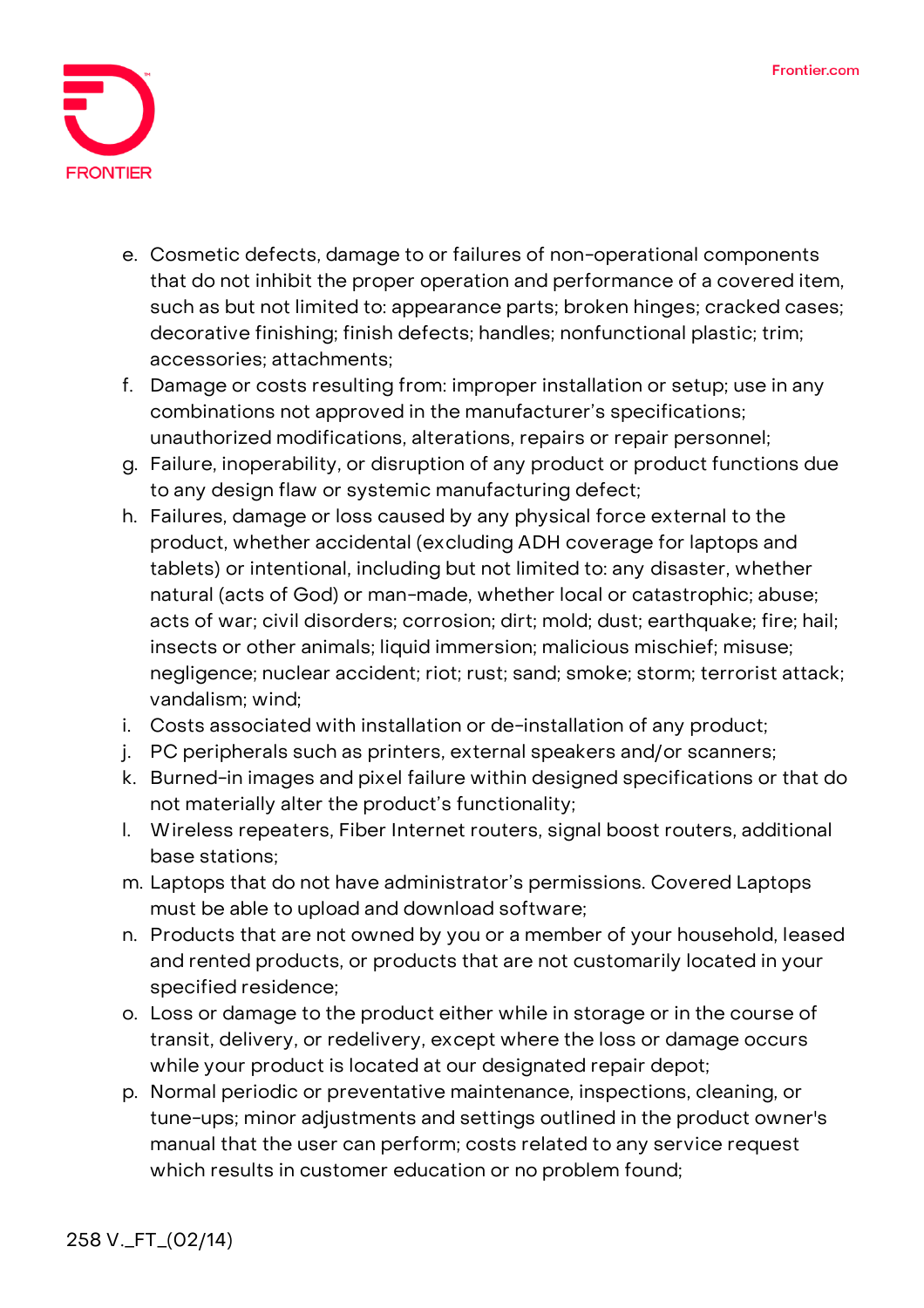e. Cosmetic defects, damage to or failures of non-operational components that do not inhibit the proper operation and performance of a covered item, such as but not limited to: appearance parts; broken hinges; cracked cases; decorative finishing; finish defects; handles; nonfunctional plastic; trim; accessories; attachments;
f. Damage or costs resulting from: improper installation or setup; use in any combinations not approved in the manufacturer's specifications; unauthorized modifications, alterations, repairs or repair personnel;
g. Failure, inoperability, or disruption of any product or product functions due to any design flaw or systemic manufacturing defect;
h. Failures, damage or loss caused by any physical force external to the product, whether accidental (excluding ADH coverage for laptops and tablets) or intentional, including but not limited to: any disaster, whether natural (acts of God) or man-made, whether local or catastrophic; abuse; acts of war; civil disorders; corrosion; dirt; mold; dust; earthquake; fire; hail; insects or other animals; liquid immersion; malicious mischief; misuse; negligence; nuclear accident; riot; rust; sand; smoke; storm; terrorist attack; vandalism; wind;
i. Costs associated with installation or de-installation of any product;
j. PC peripherals such as printers, external speakers and/or scanners;
k. Burned-in images and pixel failure within designed specifications or that do not materially alter the product's functionality;
l. Wireless repeaters, Fiber Internet routers, signal boost routers, additional base stations;
m. Laptops that do not have administrator's permissions. Covered Laptops must be able to upload and download software;
n. Products that are not owned by you or a member of your household, leased and rented products, or products that are not customarily located in your specified residence;
o. Loss or damage to the product either while in storage or in the course of transit, delivery, or redelivery, except where the loss or damage occurs while your product is located at our designated repair depot;
p. Normal periodic or preventative maintenance, inspections, cleaning, or tune-ups; minor adjustments and settings outlined in the product owner's manual that the user can perform; costs related to any service request which results in customer education or no problem found;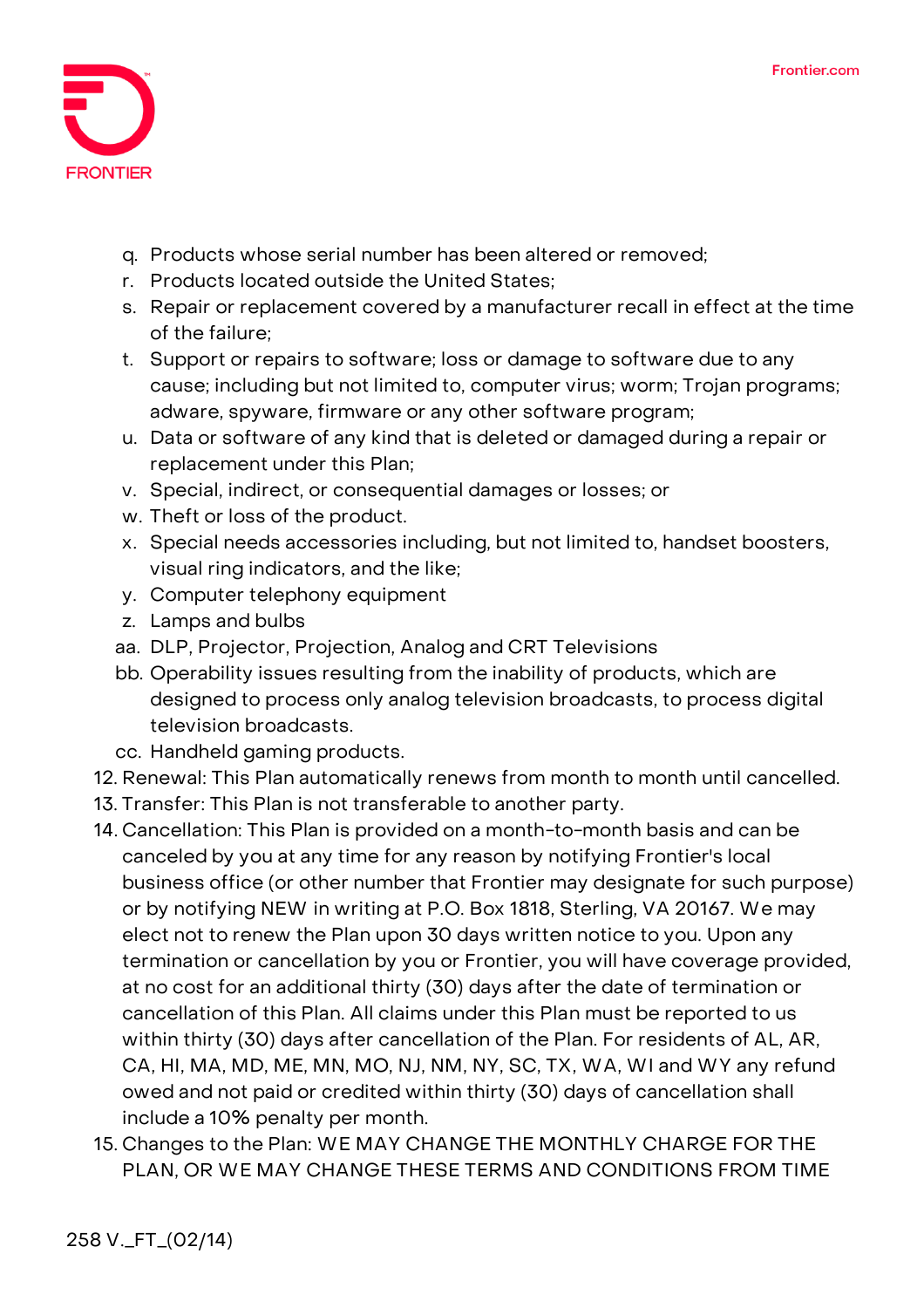q. Products whose serial number has been altered or removed;
r. Products located outside the United States;
s. Repair or replacement covered by a manufacturer recall in effect at the time of the failure;
t. Support or repairs to software; loss or damage to software due to any cause; including but not limited to, computer virus; worm; Trojan programs; adware, spyware, firmware or any other software program;
u. Data or software of any kind that is deleted or damaged during a repair or replacement under this Plan;
v. Special, indirect, or consequential damages or losses; or
w. Theft or loss of the product.
x. Special needs accessories including, but not limited to, handset boosters, visual ring indicators, and the like;
y. Computer telephony equipment
z. Lamps and bulbs
aa. DLP, Projector, Projection, Analog and CRT Televisions
bb. Operability issues resulting from the inability of products, which are designed to process only analog television broadcasts, to process digital television broadcasts.
cc. Handheld gaming products.

12. Renewal: This Plan automatically renews from month to month until cancelled.
13. Transfer: This Plan is not transferable to another party.
14. Cancellation: This Plan is provided on a month-to-month basis and can be canceled by you at any time for any reason by notifying Frontier's local business office (or other number that Frontier may designate for such purpose) or by notifying NEW in writing at P.O. Box 1818, Sterling, VA 20167. We may elect not to renew the Plan upon 30 days written notice to you. Upon any termination or cancellation by you or Frontier, you will have coverage provided, at no cost for an additional thirty (30) days after the date of termination or cancellation of this Plan. All claims under this Plan must be reported to us within thirty (30) days after cancellation of the Plan. For residents of AL, AR, CA, HI, MA, MD, ME, MN, MO, NJ, NM, NY, SC, TX, WA, WI and WY any refund owed and not paid or credited within thirty (30) days of cancellation shall include a 10% penalty per month.
15. Changes to the Plan: WE MAY CHANGE THE MONTHLY CHARGE FOR THE PLAN, OR WE MAY CHANGE THESE TERMS AND CONDITIONS FROM TIME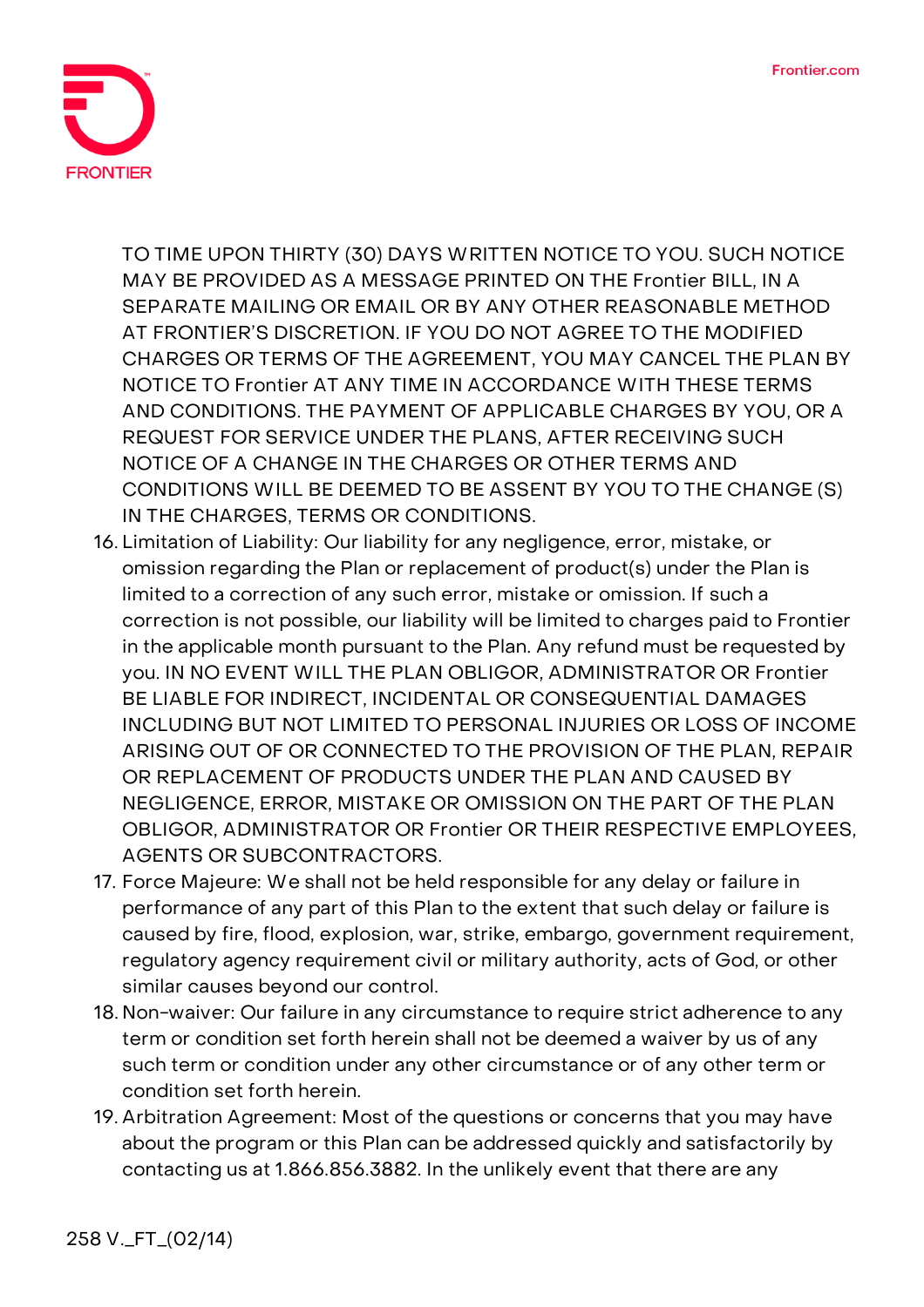TO TIME UPON THIRTY (30) DAYS WRITTEN NOTICE TO YOU. SUCH NOTICE MAY BE PROVIDED AS A MESSAGE PRINTED ON THE Frontier BILL, IN A SEPARATE MAILING OR EMAIL OR BY ANY OTHER REASONABLE METHOD AT FRONTIER'S DISCRETION. IF YOU DO NOT AGREE TO THE MODIFIED CHARGES OR TERMS OF THE AGREEMENT, YOU MAY CANCEL THE PLAN BY NOTICE TO Frontier AT ANY TIME IN ACCORDANCE WITH THESE TERMS AND CONDITIONS. THE PAYMENT OF APPLICABLE CHARGES BY YOU, OR A REQUEST FOR SERVICE UNDER THE PLANS, AFTER RECEIVING SUCH NOTICE OF A CHANGE IN THE CHARGES OR OTHER TERMS AND CONDITIONS WILL BE DEEMED TO BE ASSENT BY YOU TO THE CHANGE (S) IN THE CHARGES, TERMS OR CONDITIONS.

16. Limitation of Liability: Our liability for any negligence, error, mistake, or omission regarding the Plan or replacement of product(s) under the Plan is limited to a correction of any such error, mistake or omission. If such a correction is not possible, our liability will be limited to charges paid to Frontier in the applicable month pursuant to the Plan. Any refund must be requested by you. IN NO EVENT WILL THE PLAN OBLIGOR, ADMINISTRATOR OR Frontier BE LIABLE FOR INDIRECT, INCIDENTAL OR CONSEQUENTIAL DAMAGES INCLUDING BUT NOT LIMITED TO PERSONAL INJURIES OR LOSS OF INCOME ARISING OUT OF OR CONNECTED TO THE PROVISION OF THE PLAN, REPAIR OR REPLACEMENT OF PRODUCTS UNDER THE PLAN AND CAUSED BY NEGLIGENCE, ERROR, MISTAKE OR OMISSION ON THE PART OF THE PLAN OBLIGOR, ADMINISTRATOR OR Frontier OR THEIR RESPECTIVE EMPLOYEES, AGENTS OR SUBCONTRACTORS.
17. Force Majeure: We shall not be held responsible for any delay or failure in performance of any part of this Plan to the extent that such delay or failure is caused by fire, flood, explosion, war, strike, embargo, government requirement, regulatory agency requirement civil or military authority, acts of God, or other similar causes beyond our control.
18. Non-waiver: Our failure in any circumstance to require strict adherence to any term or condition set forth herein shall not be deemed a waiver by us of any such term or condition under any other circumstance or of any other term or condition set forth herein.
19. Arbitration Agreement: Most of the questions or concerns that you may have about the program or this Plan can be addressed quickly and satisfactorily by contacting us at 1.866.856.3882. In the unlikely event that there are any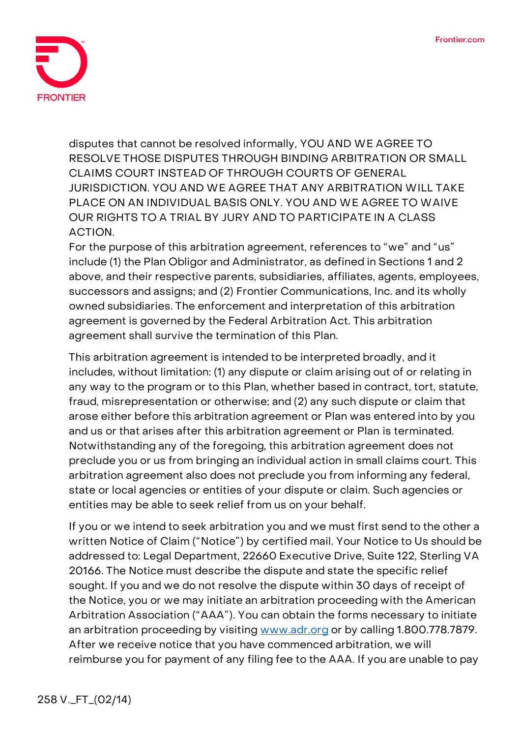disputes that cannot be resolved informally, YOU AND WE AGREE TO RESOLVE THOSE DISPUTES THROUGH BINDING ARBITRATION OR SMALL CLAIMS COURT INSTEAD OF THROUGH COURTS OF GENERAL JURISDICTION. YOU AND WE AGREE THAT ANY ARBITRATION WILL TAKE PLACE ON AN INDIVIDUAL BASIS ONLY. YOU AND WE AGREE TO WAIVE OUR RIGHTS TO A TRIAL BY JURY AND TO PARTICIPATE IN A CLASS ACTION.

For the purpose of this arbitration agreement, references to "we" and "us" include (1) the Plan Obligor and Administrator, as defined in Sections 1 and 2 above, and their respective parents, subsidiaries, affiliates, agents, employees, successors and assigns; and (2) Frontier Communications, Inc. and its wholly owned subsidiaries. The enforcement and interpretation of this arbitration agreement is governed by the Federal Arbitration Act. This arbitration agreement shall survive the termination of this Plan.

This arbitration agreement is intended to be interpreted broadly, and it includes, without limitation: (1) any dispute or claim arising out of or relating in any way to the program or to this Plan, whether based in contract, tort, statute, fraud, misrepresentation or otherwise; and (2) any such dispute or claim that arose either before this arbitration agreement or Plan was entered into by you and us or that arises after this arbitration agreement or Plan is terminated. Notwithstanding any of the foregoing, this arbitration agreement does not preclude you or us from bringing an individual action in small claims court. This arbitration agreement also does not preclude you from informing any federal, state or local agencies or entities of your dispute or claim. Such agencies or entities may be able to seek relief from us on your behalf.

If you or we intend to seek arbitration you and we must first send to the other a written Notice of Claim ("Notice") by certified mail. Your Notice to Us should be addressed to: Legal Department, 22660 Executive Drive, Suite 122, Sterling VA 20166. The Notice must describe the dispute and state the specific relief sought. If you and we do not resolve the dispute within 30 days of receipt of the Notice, you or we may initiate an arbitration proceeding with the American Arbitration Association ("AAA"). You can obtain the forms necessary to initiate an arbitration proceeding by visiting [www.adr.org](http://www.adr.org) or by calling 1.800.778.7879. After we receive notice that you have commenced arbitration, we will reimburse you for payment of any filing fee to the AAA. If you are unable to pay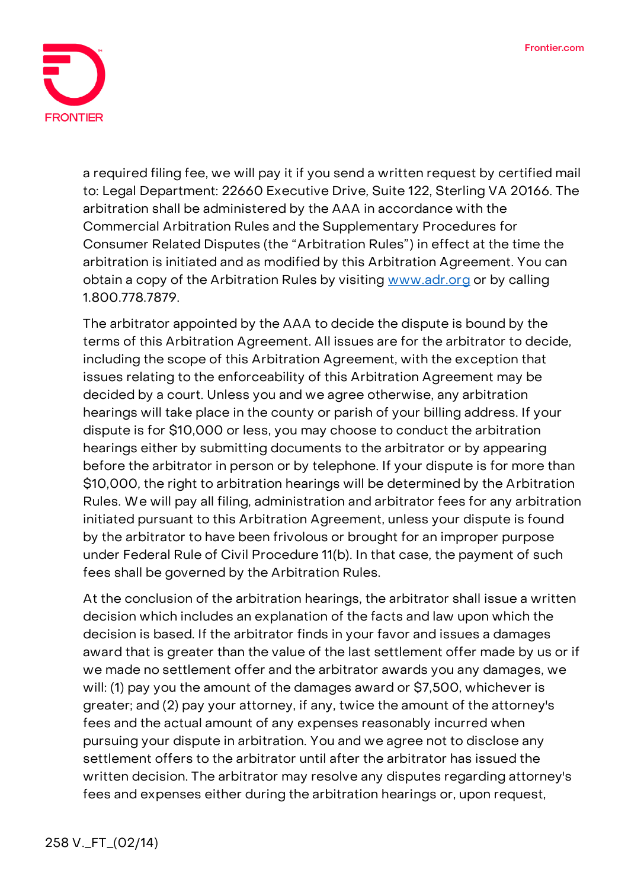a required filing fee, we will pay it if you send a written request by certified mail to: Legal Department: 22660 Executive Drive, Suite 122, Sterling VA 20166. The arbitration shall be administered by the AAA in accordance with the Commercial Arbitration Rules and the Supplementary Procedures for Consumer Related Disputes (the "Arbitration Rules") in effect at the time the arbitration is initiated and as modified by this Arbitration Agreement. You can obtain a copy of the Arbitration Rules by visiting [www.adr.org](http://www.adr.org) or by calling 1.800.778.7879.

The arbitrator appointed by the AAA to decide the dispute is bound by the terms of this Arbitration Agreement. All issues are for the arbitrator to decide, including the scope of this Arbitration Agreement, with the exception that issues relating to the enforceability of this Arbitration Agreement may be decided by a court. Unless you and we agree otherwise, any arbitration hearings will take place in the county or parish of your billing address. If your dispute is for $10,000 or less, you may choose to conduct the arbitration hearings either by submitting documents to the arbitrator or by appearing before the arbitrator in person or by telephone. If your dispute is for more than $10,000, the right to arbitration hearings will be determined by the Arbitration Rules. We will pay all filing, administration and arbitrator fees for any arbitration initiated pursuant to this Arbitration Agreement, unless your dispute is found by the arbitrator to have been frivolous or brought for an improper purpose under Federal Rule of Civil Procedure 11(b). In that case, the payment of such fees shall be governed by the Arbitration Rules.

At the conclusion of the arbitration hearings, the arbitrator shall issue a written decision which includes an explanation of the facts and law upon which the decision is based. If the arbitrator finds in your favor and issues a damages award that is greater than the value of the last settlement offer made by us or if we made no settlement offer and the arbitrator awards you any damages, we will: (1) pay you the amount of the damages award or $7,500, whichever is greater; and (2) pay your attorney, if any, twice the amount of the attorney's fees and the actual amount of any expenses reasonably incurred when pursuing your dispute in arbitration. You and we agree not to disclose any settlement offers to the arbitrator until after the arbitrator has issued the written decision. The arbitrator may resolve any disputes regarding attorney's fees and expenses either during the arbitration hearings or, upon request,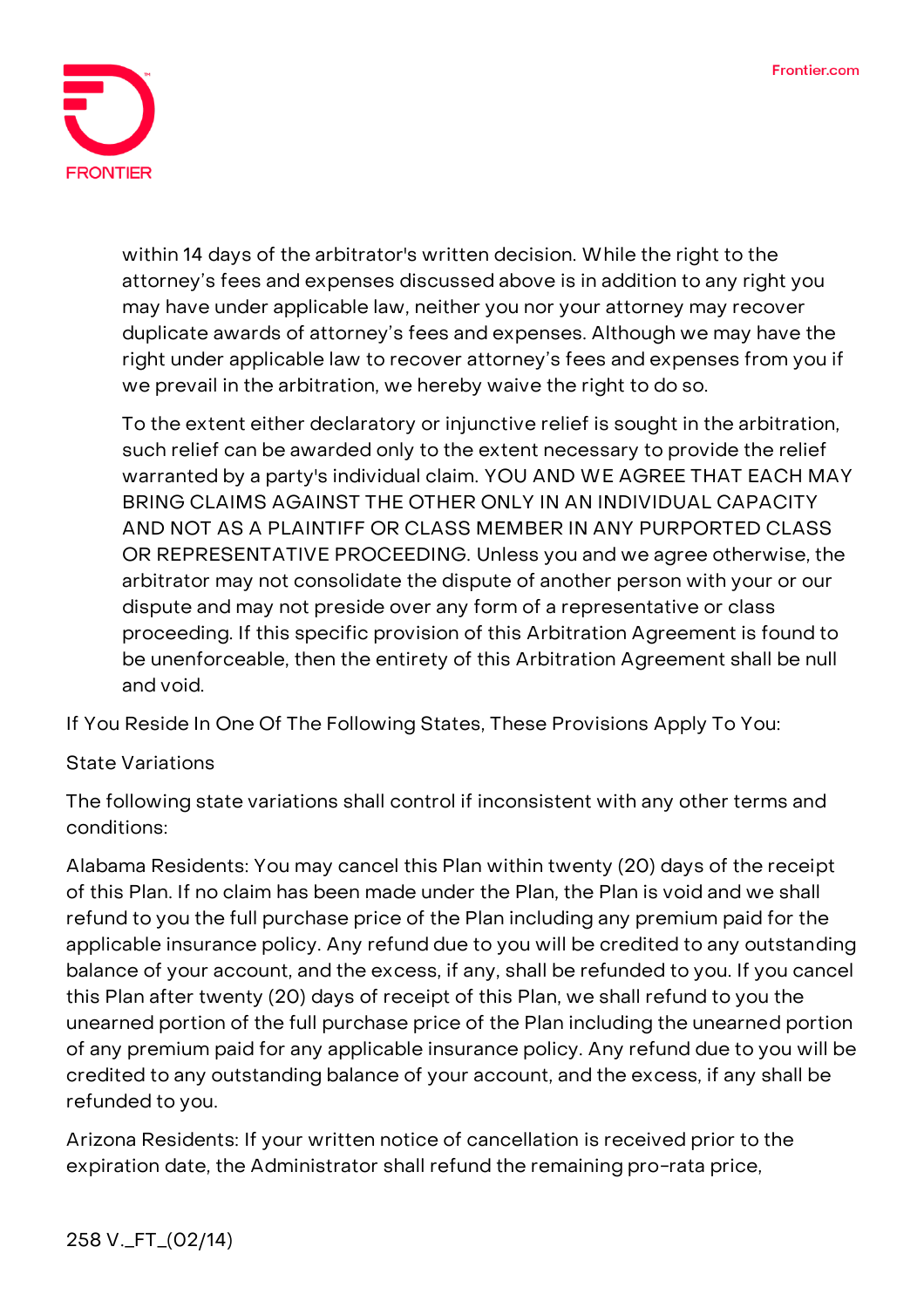within 14 days of the arbitrator's written decision. While the right to the attorney's fees and expenses discussed above is in addition to any right you may have under applicable law, neither you nor your attorney may recover duplicate awards of attorney's fees and expenses. Although we may have the right under applicable law to recover attorney's fees and expenses from you if we prevail in the arbitration, we hereby waive the right to do so.

To the extent either declaratory or injunctive relief is sought in the arbitration, such relief can be awarded only to the extent necessary to provide the relief warranted by a party's individual claim. YOU AND WE AGREE THAT EACH MAY BRING CLAIMS AGAINST THE OTHER ONLY IN AN INDIVIDUAL CAPACITY AND NOT AS A PLAINTIFF OR CLASS MEMBER IN ANY PURPORTED CLASS OR REPRESENTATIVE PROCEEDING. Unless you and we agree otherwise, the arbitrator may not consolidate the dispute of another person with your or our dispute and may not preside over any form of a representative or class proceeding. If this specific provision of this Arbitration Agreement is found to be unenforceable, then the entirety of this Arbitration Agreement shall be null and void.

If You Reside In One Of The Following States, These Provisions Apply To You:

State Variations

The following state variations shall control if inconsistent with any other terms and conditions:

Alabama Residents: You may cancel this Plan within twenty (20) days of the receipt of this Plan. If no claim has been made under the Plan, the Plan is void and we shall refund to you the full purchase price of the Plan including any premium paid for the applicable insurance policy. Any refund due to you will be credited to any outstanding balance of your account, and the excess, if any, shall be refunded to you. If you cancel this Plan after twenty (20) days of receipt of this Plan, we shall refund to you the unearned portion of the full purchase price of the Plan including the unearned portion of any premium paid for any applicable insurance policy. Any refund due to you will be credited to any outstanding balance of your account, and the excess, if any shall be refunded to you.

Arizona Residents: If your written notice of cancellation is received prior to the expiration date, the Administrator shall refund the remaining pro-rata price,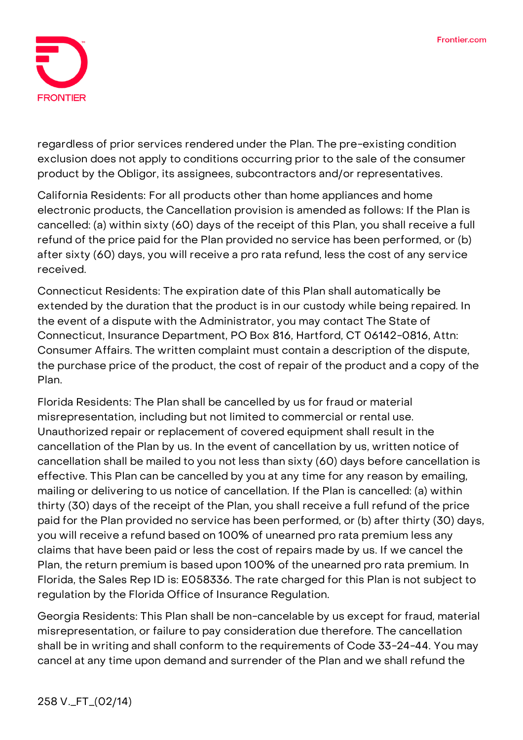regardless of prior services rendered under the Plan. The pre-existing condition exclusion does not apply to conditions occurring prior to the sale of the consumer product by the Obligor, its assignees, subcontractors and/or representatives.

California Residents: For all products other than home appliances and home electronic products, the Cancellation provision is amended as follows: If the Plan is cancelled: (a) within sixty (60) days of the receipt of this Plan, you shall receive a full refund of the price paid for the Plan provided no service has been performed, or (b) after sixty (60) days, you will receive a pro rata refund, less the cost of any service received.

Connecticut Residents: The expiration date of this Plan shall automatically be extended by the duration that the product is in our custody while being repaired. In the event of a dispute with the Administrator, you may contact The State of Connecticut, Insurance Department, PO Box 816, Hartford, CT 06142-0816, Attn: Consumer Affairs. The written complaint must contain a description of the dispute, the purchase price of the product, the cost of repair of the product and a copy of the Plan.

Florida Residents: The Plan shall be cancelled by us for fraud or material misrepresentation, including but not limited to commercial or rental use. Unauthorized repair or replacement of covered equipment shall result in the cancellation of the Plan by us. In the event of cancellation by us, written notice of cancellation shall be mailed to you not less than sixty (60) days before cancellation is effective. This Plan can be cancelled by you at any time for any reason by emailing, mailing or delivering to us notice of cancellation. If the Plan is cancelled: (a) within thirty (30) days of the receipt of the Plan, you shall receive a full refund of the price paid for the Plan provided no service has been performed, or (b) after thirty (30) days, you will receive a refund based on 100% of unearned pro rata premium less any claims that have been paid or less the cost of repairs made by us. If we cancel the Plan, the return premium is based upon 100% of the unearned pro rata premium. In Florida, the Sales Rep ID is: E058336. The rate charged for this Plan is not subject to regulation by the Florida Office of Insurance Regulation.

Georgia Residents: This Plan shall be non-cancelable by us except for fraud, material misrepresentation, or failure to pay consideration due therefore. The cancellation shall be in writing and shall conform to the requirements of Code 33-24-44. You may cancel at any time upon demand and surrender of the Plan and we shall refund the

258 V._FT_(02/14)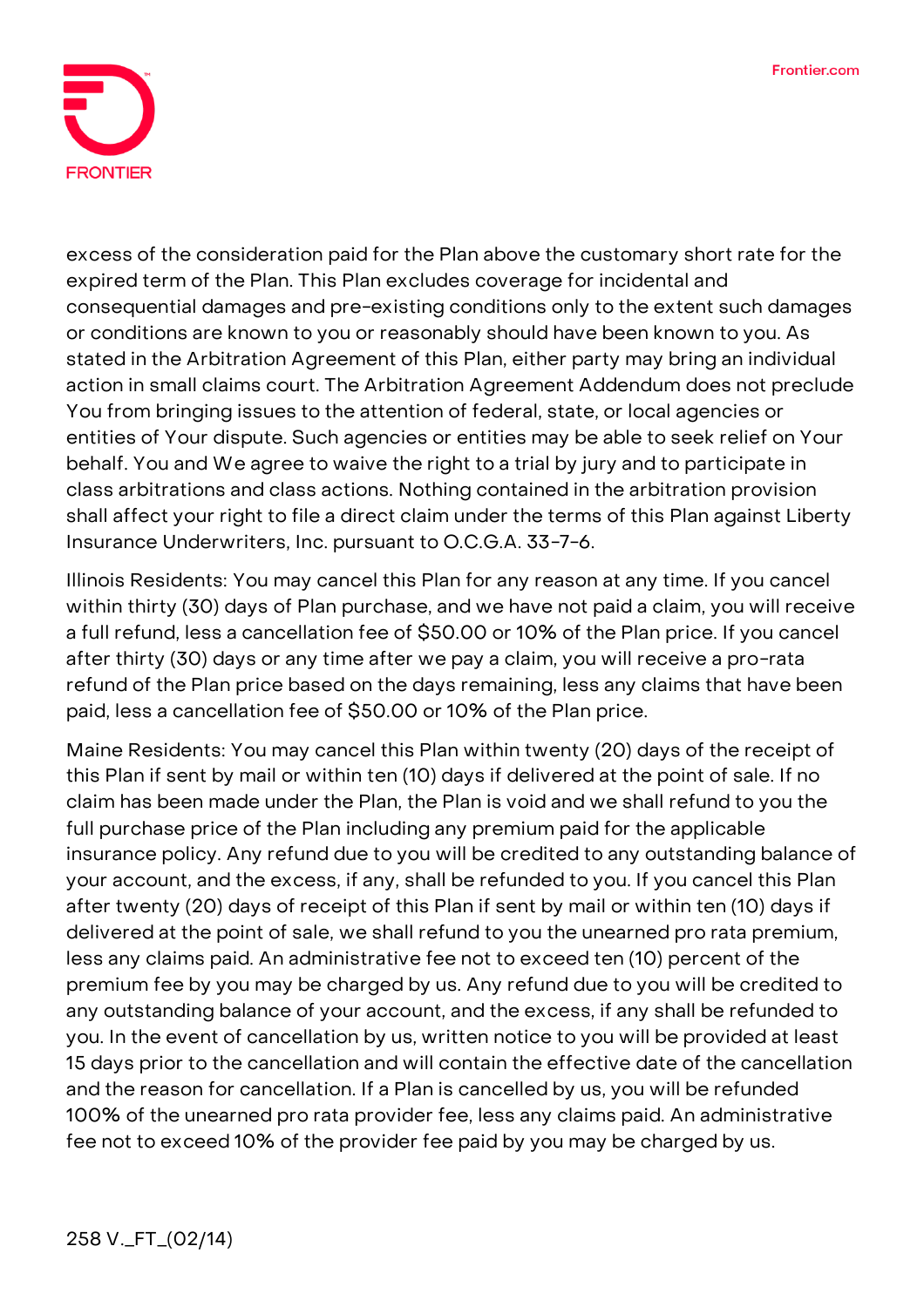excess of the consideration paid for the Plan above the customary short rate for the expired term of the Plan. This Plan excludes coverage for incidental and consequential damages and pre-existing conditions only to the extent such damages or conditions are known to you or reasonably should have been known to you. As stated in the Arbitration Agreement of this Plan, either party may bring an individual action in small claims court. The Arbitration Agreement Addendum does not preclude You from bringing issues to the attention of federal, state, or local agencies or entities of Your dispute. Such agencies or entities may be able to seek relief on Your behalf. You and We agree to waive the right to a trial by jury and to participate in class arbitrations and class actions. Nothing contained in the arbitration provision shall affect your right to file a direct claim under the terms of this Plan against Liberty Insurance Underwriters, Inc. pursuant to O.C.G.A. 33-7-6.

Illinois Residents: You may cancel this Plan for any reason at any time. If you cancel within thirty (30) days of Plan purchase, and we have not paid a claim, you will receive a full refund, less a cancellation fee of $50.00 or 10% of the Plan price. If you cancel after thirty (30) days or any time after we pay a claim, you will receive a pro-rata refund of the Plan price based on the days remaining, less any claims that have been paid, less a cancellation fee of $50.00 or 10% of the Plan price.

Maine Residents: You may cancel this Plan within twenty (20) days of the receipt of this Plan if sent by mail or within ten (10) days if delivered at the point of sale. If no claim has been made under the Plan, the Plan is void and we shall refund to you the full purchase price of the Plan including any premium paid for the applicable insurance policy. Any refund due to you will be credited to any outstanding balance of your account, and the excess, if any, shall be refunded to you. If you cancel this Plan after twenty (20) days of receipt of this Plan if sent by mail or within ten (10) days if delivered at the point of sale, we shall refund to you the unearned pro rata premium, less any claims paid. An administrative fee not to exceed ten (10) percent of the premium fee by you may be charged by us. Any refund due to you will be credited to any outstanding balance of your account, and the excess, if any shall be refunded to you. In the event of cancellation by us, written notice to you will be provided at least 15 days prior to the cancellation and will contain the effective date of the cancellation and the reason for cancellation. If a Plan is cancelled by us, you will be refunded 100% of the unearned pro rata provider fee, less any claims paid. An administrative fee not to exceed 10% of the provider fee paid by you may be charged by us.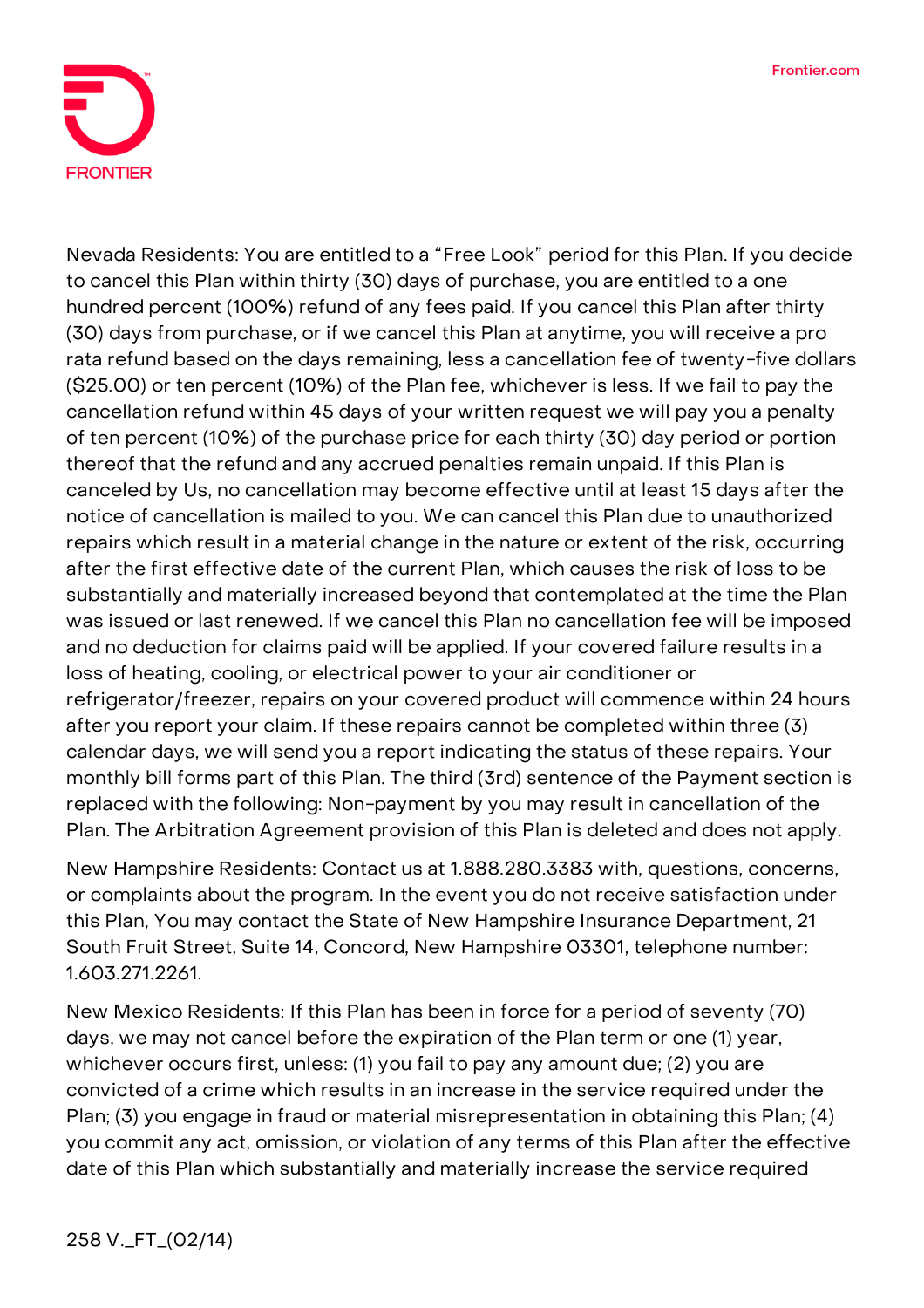Nevada Residents: You are entitled to a "Free Look" period for this Plan. If you decide to cancel this Plan within thirty (30) days of purchase, you are entitled to a one hundred percent (100%) refund of any fees paid. If you cancel this Plan after thirty (30) days from purchase, or if we cancel this Plan at anytime, you will receive a pro rata refund based on the days remaining, less a cancellation fee of twenty-five dollars ($25.00) or ten percent (10%) of the Plan fee, whichever is less. If we fail to pay the cancellation refund within 45 days of your written request we will pay you a penalty of ten percent (10%) of the purchase price for each thirty (30) day period or portion thereof that the refund and any accrued penalties remain unpaid. If this Plan is canceled by Us, no cancellation may become effective until at least 15 days after the notice of cancellation is mailed to you. We can cancel this Plan due to unauthorized repairs which result in a material change in the nature or extent of the risk, occurring after the first effective date of the current Plan, which causes the risk of loss to be substantially and materially increased beyond that contemplated at the time the Plan was issued or last renewed. If we cancel this Plan no cancellation fee will be imposed and no deduction for claims paid will be applied. If your covered failure results in a loss of heating, cooling, or electrical power to your air conditioner or refrigerator/freezer, repairs on your covered product will commence within 24 hours after you report your claim. If these repairs cannot be completed within three (3) calendar days, we will send you a report indicating the status of these repairs. Your monthly bill forms part of this Plan. The third (3rd) sentence of the Payment section is replaced with the following: Non-payment by you may result in cancellation of the Plan. The Arbitration Agreement provision of this Plan is deleted and does not apply.

New Hampshire Residents: Contact us at 1.888.280.3383 with, questions, concerns, or complaints about the program. In the event you do not receive satisfaction under this Plan, You may contact the State of New Hampshire Insurance Department, 21 South Fruit Street, Suite 14, Concord, New Hampshire 03301, telephone number: 1.603.271.2261.

New Mexico Residents: If this Plan has been in force for a period of seventy (70) days, we may not cancel before the expiration of the Plan term or one (1) year, whichever occurs first, unless: (1) you fail to pay any amount due; (2) you are convicted of a crime which results in an increase in the service required under the Plan; (3) you engage in fraud or material misrepresentation in obtaining this Plan; (4) you commit any act, omission, or violation of any terms of this Plan after the effective date of this Plan which substantially and materially increase the service required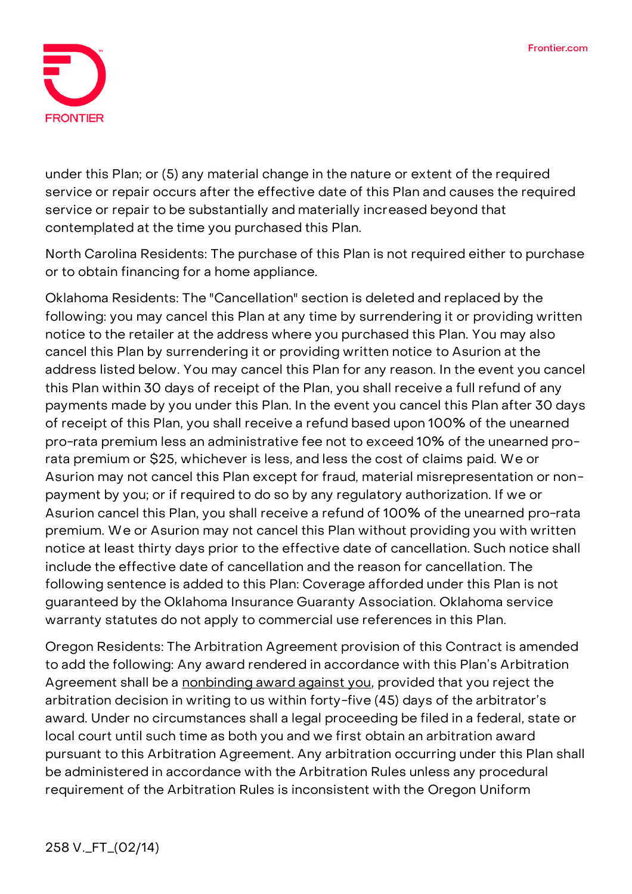under this Plan; or (5) any material change in the nature or extent of the required service or repair occurs after the effective date of this Plan and causes the required service or repair to be substantially and materially increased beyond that contemplated at the time you purchased this Plan.

North Carolina Residents: The purchase of this Plan is not required either to purchase or to obtain financing for a home appliance.

Oklahoma Residents: The "Cancellation" section is deleted and replaced by the following: you may cancel this Plan at any time by surrendering it or providing written notice to the retailer at the address where you purchased this Plan. You may also cancel this Plan by surrendering it or providing written notice to Asurion at the address listed below. You may cancel this Plan for any reason. In the event you cancel this Plan within 30 days of receipt of the Plan, you shall receive a full refund of any payments made by you under this Plan. In the event you cancel this Plan after 30 days of receipt of this Plan, you shall receive a refund based upon 100% of the unearned pro-rata premium less an administrative fee not to exceed 10% of the unearned pro-rata premium or $25, whichever is less, and less the cost of claims paid. We or Asurion may not cancel this Plan except for fraud, material misrepresentation or non-payment by you; or if required to do so by any regulatory authorization. If we or Asurion cancel this Plan, you shall receive a refund of 100% of the unearned pro-rata premium. We or Asurion may not cancel this Plan without providing you with written notice at least thirty days prior to the effective date of cancellation. Such notice shall include the effective date of cancellation and the reason for cancellation. The following sentence is added to this Plan: Coverage afforded under this Plan is not guaranteed by the Oklahoma Insurance Guaranty Association. Oklahoma service warranty statutes do not apply to commercial use references in this Plan.

Oregon Residents: The Arbitration Agreement provision of this Contract is amended to add the following: Any award rendered in accordance with this Plan's Arbitration Agreement shall be a nonbinding award against you, provided that you reject the arbitration decision in writing to us within forty-five (45) days of the arbitrator's award. Under no circumstances shall a legal proceeding be filed in a federal, state or local court until such time as both you and we first obtain an arbitration award pursuant to this Arbitration Agreement. Any arbitration occurring under this Plan shall be administered in accordance with the Arbitration Rules unless any procedural requirement of the Arbitration Rules is inconsistent with the Oregon Uniform

258 V._FT_(02/14)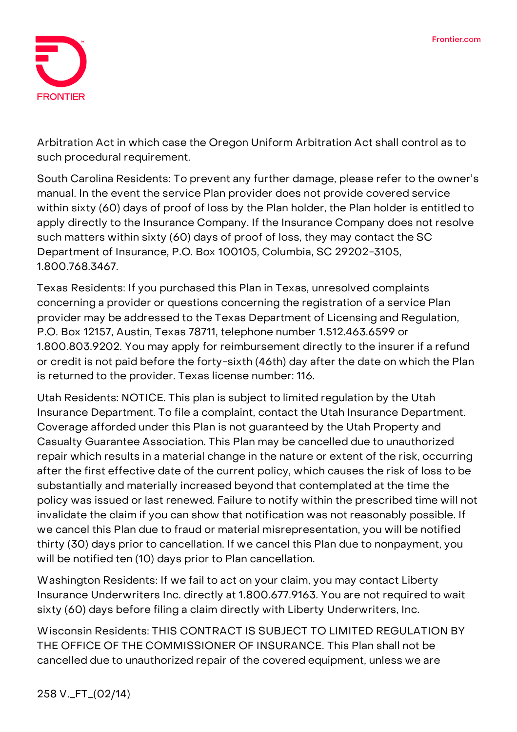Arbitration Act in which case the Oregon Uniform Arbitration Act shall control as to such procedural requirement.

South Carolina Residents: To prevent any further damage, please refer to the owner's manual. In the event the service Plan provider does not provide covered service within sixty (60) days of proof of loss by the Plan holder, the Plan holder is entitled to apply directly to the Insurance Company. If the Insurance Company does not resolve such matters within sixty (60) days of proof of loss, they may contact the SC Department of Insurance, P.O. Box 100105, Columbia, SC 29202-3105, 1.800.768.3467.

Texas Residents: If you purchased this Plan in Texas, unresolved complaints concerning a provider or questions concerning the registration of a service Plan provider may be addressed to the Texas Department of Licensing and Regulation, P.O. Box 12157, Austin, Texas 78711, telephone number 1.512.463.6599 or 1.800.803.9202. You may apply for reimbursement directly to the insurer if a refund or credit is not paid before the forty-sixth (46th) day after the date on which the Plan is returned to the provider. Texas license number: 116.

Utah Residents: NOTICE. This plan is subject to limited regulation by the Utah Insurance Department. To file a complaint, contact the Utah Insurance Department. Coverage afforded under this Plan is not guaranteed by the Utah Property and Casualty Guarantee Association. This Plan may be cancelled due to unauthorized repair which results in a material change in the nature or extent of the risk, occurring after the first effective date of the current policy, which causes the risk of loss to be substantially and materially increased beyond that contemplated at the time the policy was issued or last renewed. Failure to notify within the prescribed time will not invalidate the claim if you can show that notification was not reasonably possible. If we cancel this Plan due to fraud or material misrepresentation, you will be notified thirty (30) days prior to cancellation. If we cancel this Plan due to nonpayment, you will be notified ten (10) days prior to Plan cancellation.

Washington Residents: If we fail to act on your claim, you may contact Liberty Insurance Underwriters Inc. directly at 1.800.677.9163. You are not required to wait sixty (60) days before filing a claim directly with Liberty Underwriters, Inc.

Wisconsin Residents: THIS CONTRACT IS SUBJECT TO LIMITED REGULATION BY THE OFFICE OF THE COMMISSIONER OF INSURANCE. This Plan shall not be cancelled due to unauthorized repair of the covered equipment, unless we are

258 V._FT_(02/14)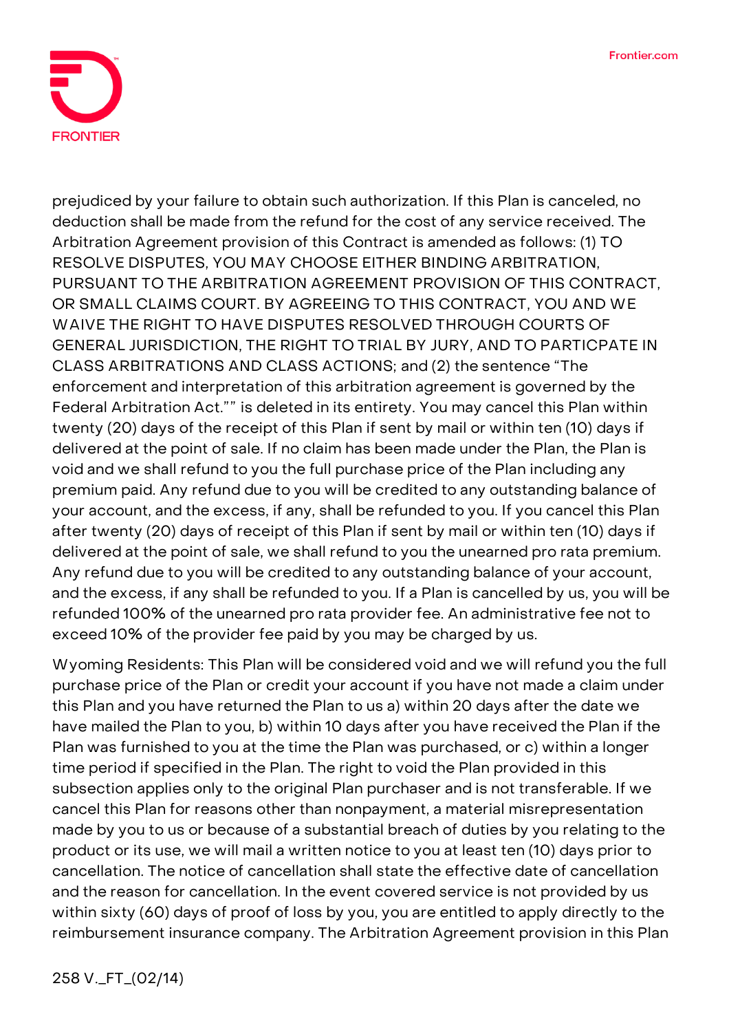prejudiced by your failure to obtain such authorization. If this Plan is canceled, no deduction shall be made from the refund for the cost of any service received. The Arbitration Agreement provision of this Contract is amended as follows: (1) TO RESOLVE DISPUTES, YOU MAY CHOOSE EITHER BINDING ARBITRATION, PURSUANT TO THE ARBITRATION AGREEMENT PROVISION OF THIS CONTRACT, OR SMALL CLAIMS COURT. BY AGREEING TO THIS CONTRACT, YOU AND WE WAIVE THE RIGHT TO HAVE DISPUTES RESOLVED THROUGH COURTS OF GENERAL JURISDICTION, THE RIGHT TO TRIAL BY JURY, AND TO PARTICPATE IN CLASS ARBITRATIONS AND CLASS ACTIONS; and (2) the sentence "The enforcement and interpretation of this arbitration agreement is governed by the Federal Arbitration Act."" is deleted in its entirety. You may cancel this Plan within twenty (20) days of the receipt of this Plan if sent by mail or within ten (10) days if delivered at the point of sale. If no claim has been made under the Plan, the Plan is void and we shall refund to you the full purchase price of the Plan including any premium paid. Any refund due to you will be credited to any outstanding balance of your account, and the excess, if any, shall be refunded to you. If you cancel this Plan after twenty (20) days of receipt of this Plan if sent by mail or within ten (10) days if delivered at the point of sale, we shall refund to you the unearned pro rata premium. Any refund due to you will be credited to any outstanding balance of your account, and the excess, if any shall be refunded to you. If a Plan is cancelled by us, you will be refunded 100% of the unearned pro rata provider fee. An administrative fee not to exceed 10% of the provider fee paid by you may be charged by us.

Wyoming Residents: This Plan will be considered void and we will refund you the full purchase price of the Plan or credit your account if you have not made a claim under this Plan and you have returned the Plan to us a) within 20 days after the date we have mailed the Plan to you, b) within 10 days after you have received the Plan if the Plan was furnished to you at the time the Plan was purchased, or c) within a longer time period if specified in the Plan. The right to void the Plan provided in this subsection applies only to the original Plan purchaser and is not transferable. If we cancel this Plan for reasons other than nonpayment, a material misrepresentation made by you to us or because of a substantial breach of duties by you relating to the product or its use, we will mail a written notice to you at least ten (10) days prior to cancellation. The notice of cancellation shall state the effective date of cancellation and the reason for cancellation. In the event covered service is not provided by us within sixty (60) days of proof of loss by you, you are entitled to apply directly to the reimbursement insurance company. The Arbitration Agreement provision in this Plan

258 V._FT_(02/14)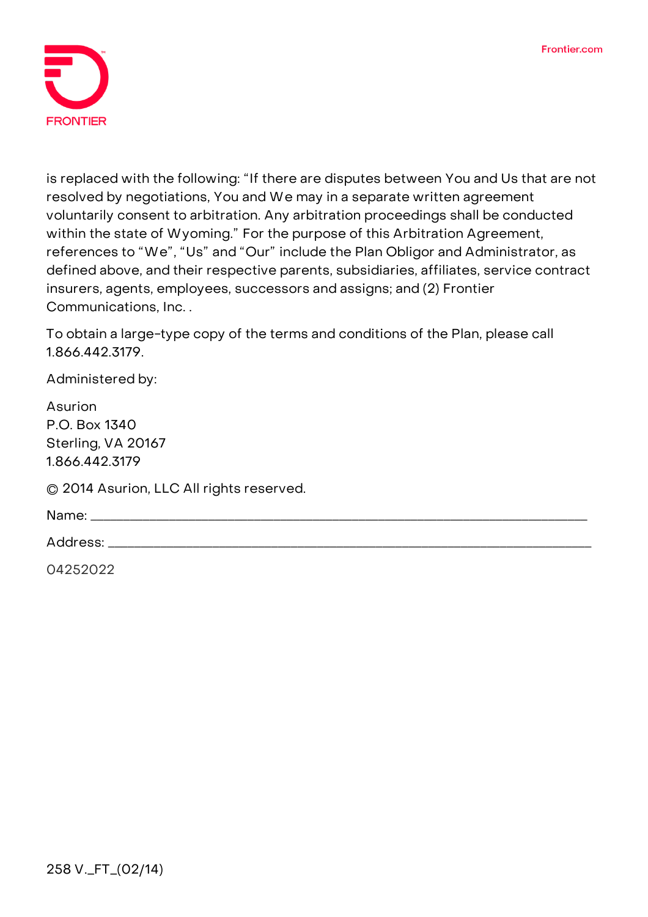is replaced with the following: "If there are disputes between You and Us that are not resolved by negotiations, You and We may in a separate written agreement voluntarily consent to arbitration. Any arbitration proceedings shall be conducted within the state of Wyoming." For the purpose of this Arbitration Agreement, references to "We", "Us" and "Our" include the Plan Obligor and Administrator, as defined above, and their respective parents, subsidiaries, affiliates, service contract insurers, agents, employees, successors and assigns; and (2) Frontier Communications, Inc. .

To obtain a large-type copy of the terms and conditions of the Plan, please call 1.866.442.3179.

Administered by:

Asurion
P.O. Box 1340
Sterling, VA 20167
1.866.442.3179

© 2014 Asurion, LLC All rights reserved.

Name: ___________________________________________________________________________

Address: _________________________________________________________________________

04252022

258 V._FT_(02/14)